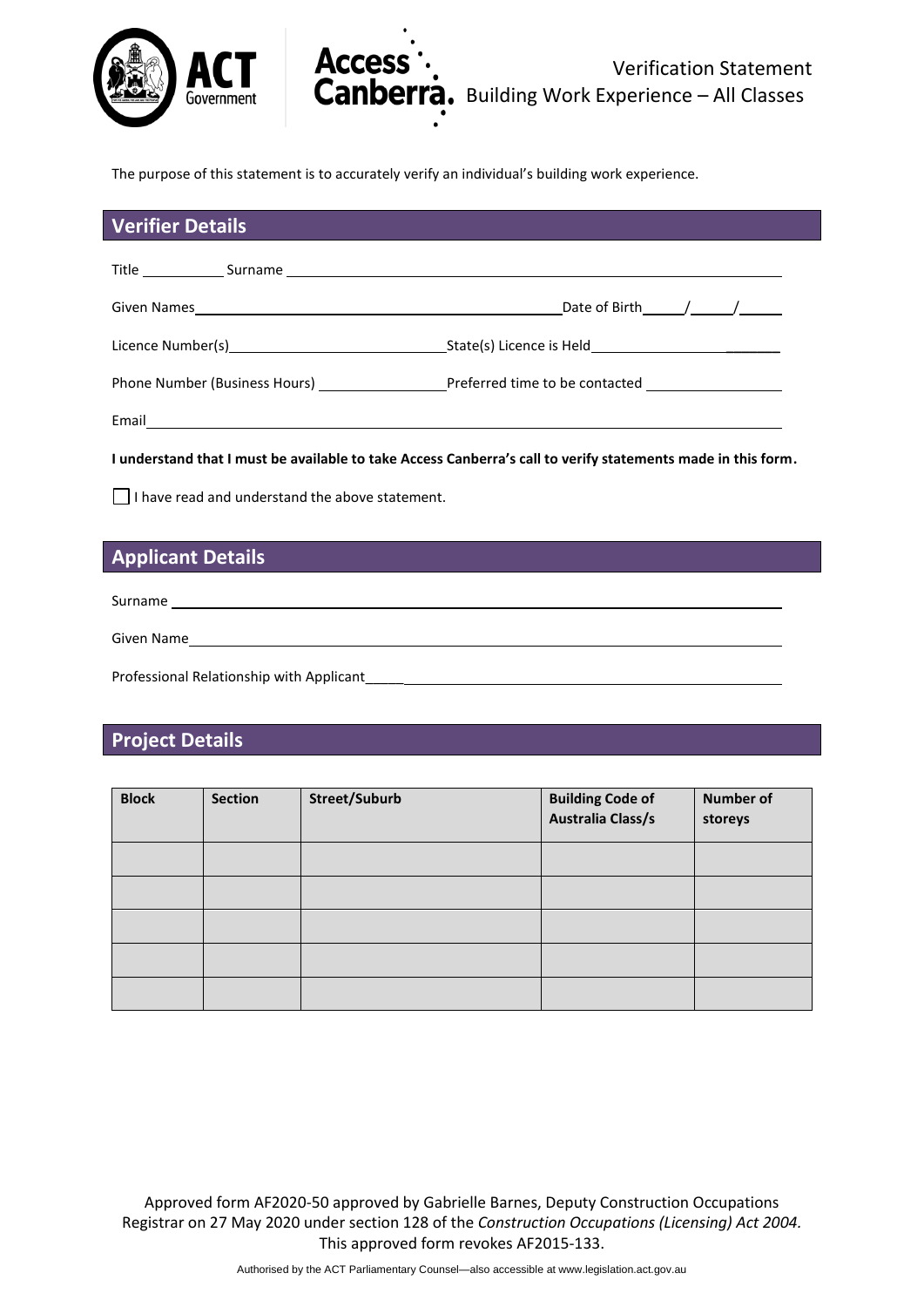# Verification Statement
## Building Work Experience – All Classes

The purpose of this statement is to accurately verify an individual's building work experience.

## Verifier Details

Title __________ Surname ______________________________________________

Given Names ______________________________________________ Date of Birth _____/_____/_____

Licence Number(s) ____________________________ State(s) Licence is Held ____________________

Phone Number (Business Hours) ________________ Preferred time to be contacted ________________

Email ______________________________________________________________________

**I understand that I must be available to take Access Canberra's call to verify statements made in this form.**

☐ I have read and understand the above statement.

## Applicant Details

Surname ______________________________________________________________________

Given Name ____________________________________________________________________

Professional Relationship with Applicant ____________________________________________

## Project Details

| Block | Section | Street/Suburb | Building Code of Australia Class/s | Number of storeys |
|---|---|---|---|---|
| | | | | |
| | | | | |
| | | | | |
| | | | | |
| | | | | |

Approved form AF2020-50 approved by Gabrielle Barnes, Deputy Construction Occupations Registrar on 27 May 2020 under section 128 of the *Construction Occupations (Licensing) Act 2004.* This approved form revokes AF2015-133.

Authorised by the ACT Parliamentary Counsel—also accessible at www.legislation.act.gov.au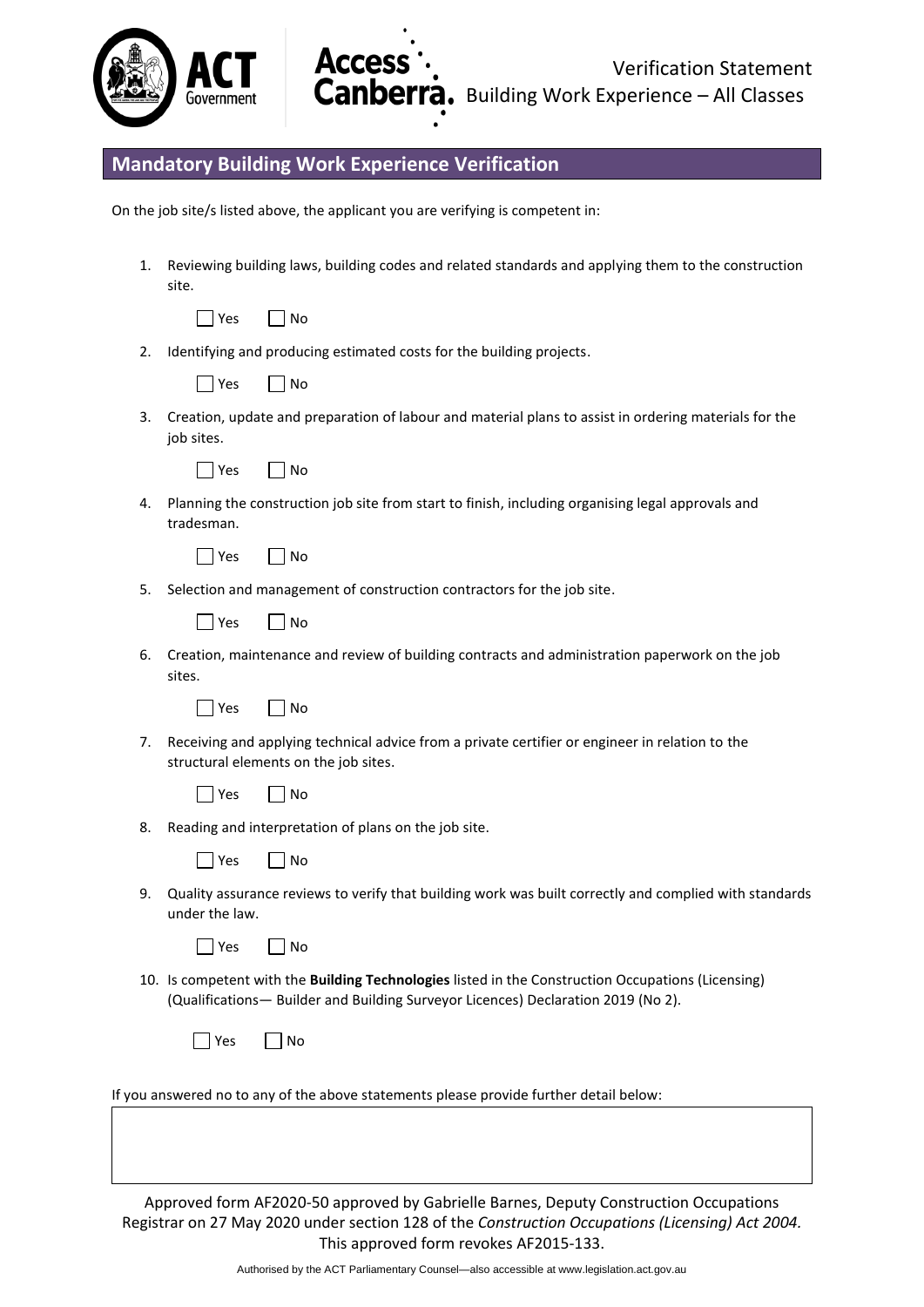## Mandatory Building Work Experience Verification

On the job site/s listed above, the applicant you are verifying is competent in:

1. Reviewing building laws, building codes and related standards and applying them to the construction site.

   ☐ Yes ☐ No

2. Identifying and producing estimated costs for the building projects.

   ☐ Yes ☐ No

3. Creation, update and preparation of labour and material plans to assist in ordering materials for the job sites.

   ☐ Yes ☐ No

4. Planning the construction job site from start to finish, including organising legal approvals and tradesman.

   ☐ Yes ☐ No

5. Selection and management of construction contractors for the job site.

   ☐ Yes ☐ No

6. Creation, maintenance and review of building contracts and administration paperwork on the job sites.

   ☐ Yes ☐ No

7. Receiving and applying technical advice from a private certifier or engineer in relation to the structural elements on the job sites.

   ☐ Yes ☐ No

8. Reading and interpretation of plans on the job site.

   ☐ Yes ☐ No

9. Quality assurance reviews to verify that building work was built correctly and complied with standards under the law.

   ☐ Yes ☐ No

10. Is competent with the **Building Technologies** listed in the Construction Occupations (Licensing) (Qualifications— Builder and Building Surveyor Licences) Declaration 2019 (No 2).

    ☐ Yes ☐ No

If you answered no to any of the above statements please provide further detail below:

| |
|---|
| |

Approved form AF2020-50 approved by Gabrielle Barnes, Deputy Construction Occupations Registrar on 27 May 2020 under section 128 of the *Construction Occupations (Licensing) Act 2004.* This approved form revokes AF2015-133.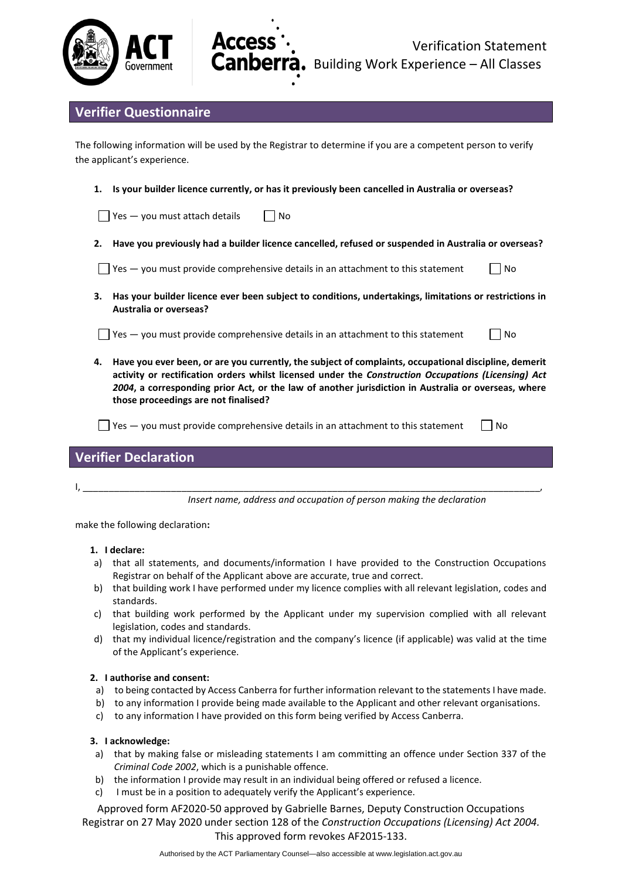Verification Statement
Building Work Experience – All Classes

## Verifier Questionnaire

The following information will be used by the Registrar to determine if you are a competent person to verify the applicant's experience.

1. **Is your builder licence currently, or has it previously been cancelled in Australia or overseas?**

   ☐ Yes — you must attach details ☐ No

2. **Have you previously had a builder licence cancelled, refused or suspended in Australia or overseas?**

   ☐ Yes — you must provide comprehensive details in an attachment to this statement ☐ No

3. **Has your builder licence ever been subject to conditions, undertakings, limitations or restrictions in Australia or overseas?**

   ☐ Yes — you must provide comprehensive details in an attachment to this statement ☐ No

4. **Have you ever been, or are you currently, the subject of complaints, occupational discipline, demerit activity or rectification orders whilst licensed under the *Construction Occupations (Licensing) Act 2004*, a corresponding prior Act, or the law of another jurisdiction in Australia or overseas, where those proceedings are not finalised?**

   ☐ Yes — you must provide comprehensive details in an attachment to this statement ☐ No

## Verifier Declaration

I, ______________________________________________________________________________________,

*Insert name, address and occupation of person making the declaration*

make the following declaration**:**

1. **I declare:**
   a) that all statements, and documents/information I have provided to the Construction Occupations Registrar on behalf of the Applicant above are accurate, true and correct.
   b) that building work I have performed under my licence complies with all relevant legislation, codes and standards.
   c) that building work performed by the Applicant under my supervision complied with all relevant legislation, codes and standards.
   d) that my individual licence/registration and the company's licence (if applicable) was valid at the time of the Applicant's experience.

2. **I authorise and consent:**
   a) to being contacted by Access Canberra for further information relevant to the statements I have made.
   b) to any information I provide being made available to the Applicant and other relevant organisations.
   c) to any information I have provided on this form being verified by Access Canberra.

3. **I acknowledge:**
   a) that by making false or misleading statements I am committing an offence under Section 337 of the *Criminal Code 2002*, which is a punishable offence.
   b) the information I provide may result in an individual being offered or refused a licence.
   c) I must be in a position to adequately verify the Applicant's experience.

Approved form AF2020-50 approved by Gabrielle Barnes, Deputy Construction Occupations Registrar on 27 May 2020 under section 128 of the *Construction Occupations (Licensing) Act 2004.* This approved form revokes AF2015-133.

Authorised by the ACT Parliamentary Counsel—also accessible at www.legislation.act.gov.au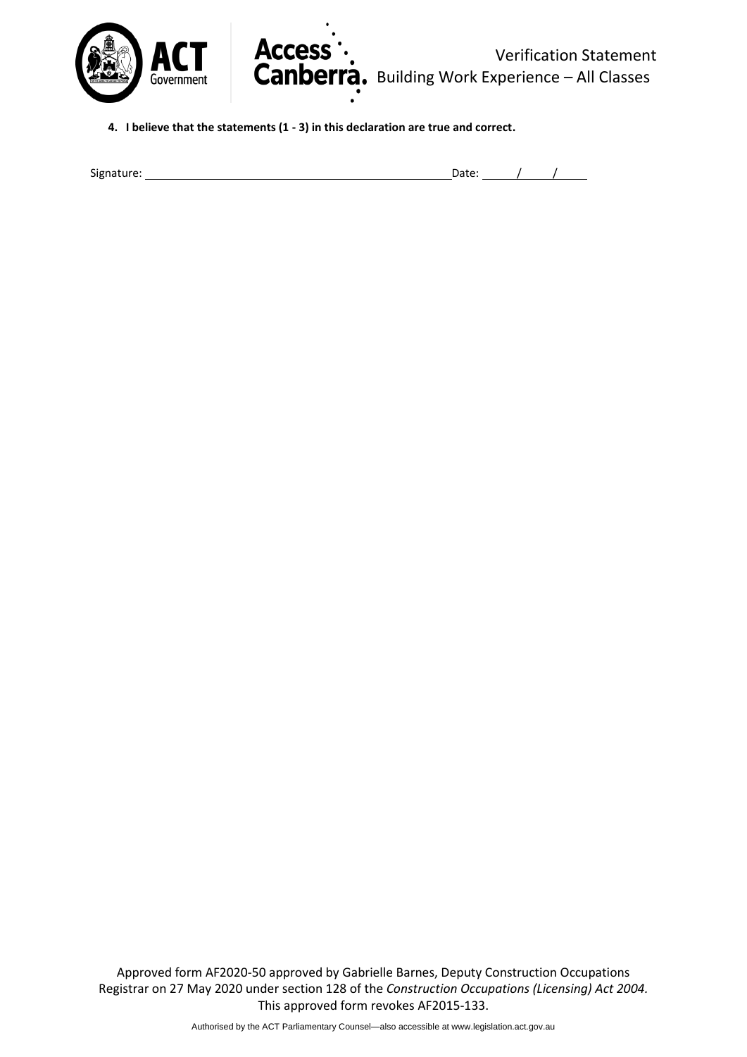**4. I believe that the statements (1 - 3) in this declaration are true and correct.**

Signature: ________________________________________________ Date: _____/_____/_____

Approved form AF2020-50 approved by Gabrielle Barnes, Deputy Construction Occupations Registrar on 27 May 2020 under section 128 of the *Construction Occupations (Licensing) Act 2004.* This approved form revokes AF2015-133.

Authorised by the ACT Parliamentary Counsel—also accessible at www.legislation.act.gov.au